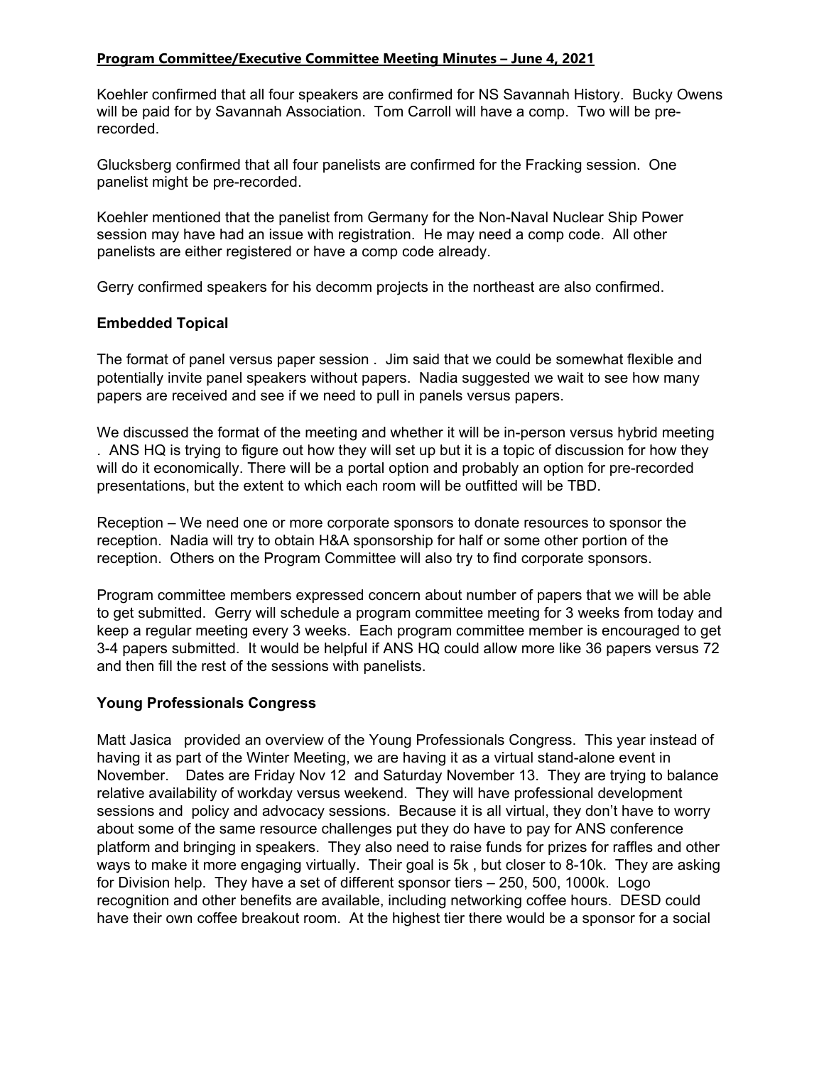**Program Committee/Executive Committee Meeting Minutes – June 4, 2021**

Koehler confirmed that all four speakers are confirmed for NS Savannah History. Bucky Owens will be paid for by Savannah Association. Tom Carroll will have a comp. Two will be pre-recorded.

Glucksberg confirmed that all four panelists are confirmed for the Fracking session. One panelist might be pre-recorded.

Koehler mentioned that the panelist from Germany for the Non-Naval Nuclear Ship Power session may have had an issue with registration. He may need a comp code. All other panelists are either registered or have a comp code already.

Gerry confirmed speakers for his decomm projects in the northeast are also confirmed.

### Embedded Topical

The format of panel versus paper session . Jim said that we could be somewhat flexible and potentially invite panel speakers without papers. Nadia suggested we wait to see how many papers are received and see if we need to pull in panels versus papers.

We discussed the format of the meeting and whether it will be in-person versus hybrid meeting . ANS HQ is trying to figure out how they will set up but it is a topic of discussion for how they will do it economically. There will be a portal option and probably an option for pre-recorded presentations, but the extent to which each room will be outfitted will be TBD.

Reception – We need one or more corporate sponsors to donate resources to sponsor the reception. Nadia will try to obtain H&A sponsorship for half or some other portion of the reception. Others on the Program Committee will also try to find corporate sponsors.

Program committee members expressed concern about number of papers that we will be able to get submitted. Gerry will schedule a program committee meeting for 3 weeks from today and keep a regular meeting every 3 weeks. Each program committee member is encouraged to get 3-4 papers submitted. It would be helpful if ANS HQ could allow more like 36 papers versus 72 and then fill the rest of the sessions with panelists.

### Young Professionals Congress

Matt Jasica provided an overview of the Young Professionals Congress. This year instead of having it as part of the Winter Meeting, we are having it as a virtual stand-alone event in November. Dates are Friday Nov 12 and Saturday November 13. They are trying to balance relative availability of workday versus weekend. They will have professional development sessions and policy and advocacy sessions. Because it is all virtual, they don't have to worry about some of the same resource challenges put they do have to pay for ANS conference platform and bringing in speakers. They also need to raise funds for prizes for raffles and other ways to make it more engaging virtually. Their goal is 5k , but closer to 8-10k. They are asking for Division help. They have a set of different sponsor tiers – 250, 500, 1000k. Logo recognition and other benefits are available, including networking coffee hours. DESD could have their own coffee breakout room. At the highest tier there would be a sponsor for a social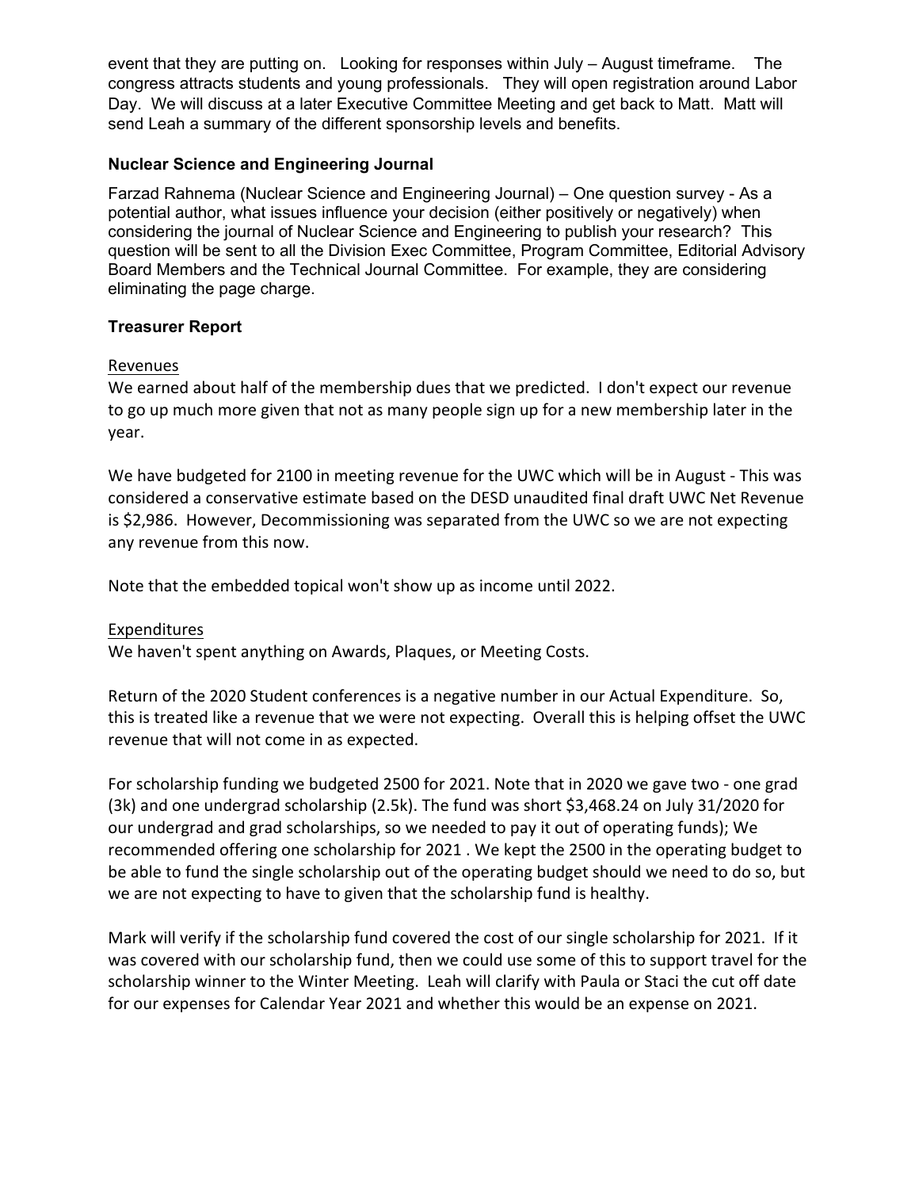event that they are putting on. Looking for responses within July – August timeframe. The congress attracts students and young professionals. They will open registration around Labor Day. We will discuss at a later Executive Committee Meeting and get back to Matt. Matt will send Leah a summary of the different sponsorship levels and benefits.

### Nuclear Science and Engineering Journal

Farzad Rahnema (Nuclear Science and Engineering Journal) – One question survey - As a potential author, what issues influence your decision (either positively or negatively) when considering the journal of Nuclear Science and Engineering to publish your research? This question will be sent to all the Division Exec Committee, Program Committee, Editorial Advisory Board Members and the Technical Journal Committee. For example, they are considering eliminating the page charge.

### Treasurer Report

Revenues

We earned about half of the membership dues that we predicted. I don't expect our revenue to go up much more given that not as many people sign up for a new membership later in the year.

We have budgeted for 2100 in meeting revenue for the UWC which will be in August - This was considered a conservative estimate based on the DESD unaudited final draft UWC Net Revenue is $2,986. However, Decommissioning was separated from the UWC so we are not expecting any revenue from this now.

Note that the embedded topical won't show up as income until 2022.

Expenditures

We haven't spent anything on Awards, Plaques, or Meeting Costs.

Return of the 2020 Student conferences is a negative number in our Actual Expenditure. So, this is treated like a revenue that we were not expecting. Overall this is helping offset the UWC revenue that will not come in as expected.

For scholarship funding we budgeted 2500 for 2021. Note that in 2020 we gave two - one grad (3k) and one undergrad scholarship (2.5k). The fund was short $3,468.24 on July 31/2020 for our undergrad and grad scholarships, so we needed to pay it out of operating funds); We recommended offering one scholarship for 2021 . We kept the 2500 in the operating budget to be able to fund the single scholarship out of the operating budget should we need to do so, but we are not expecting to have to given that the scholarship fund is healthy.

Mark will verify if the scholarship fund covered the cost of our single scholarship for 2021. If it was covered with our scholarship fund, then we could use some of this to support travel for the scholarship winner to the Winter Meeting. Leah will clarify with Paula or Staci the cut off date for our expenses for Calendar Year 2021 and whether this would be an expense on 2021.